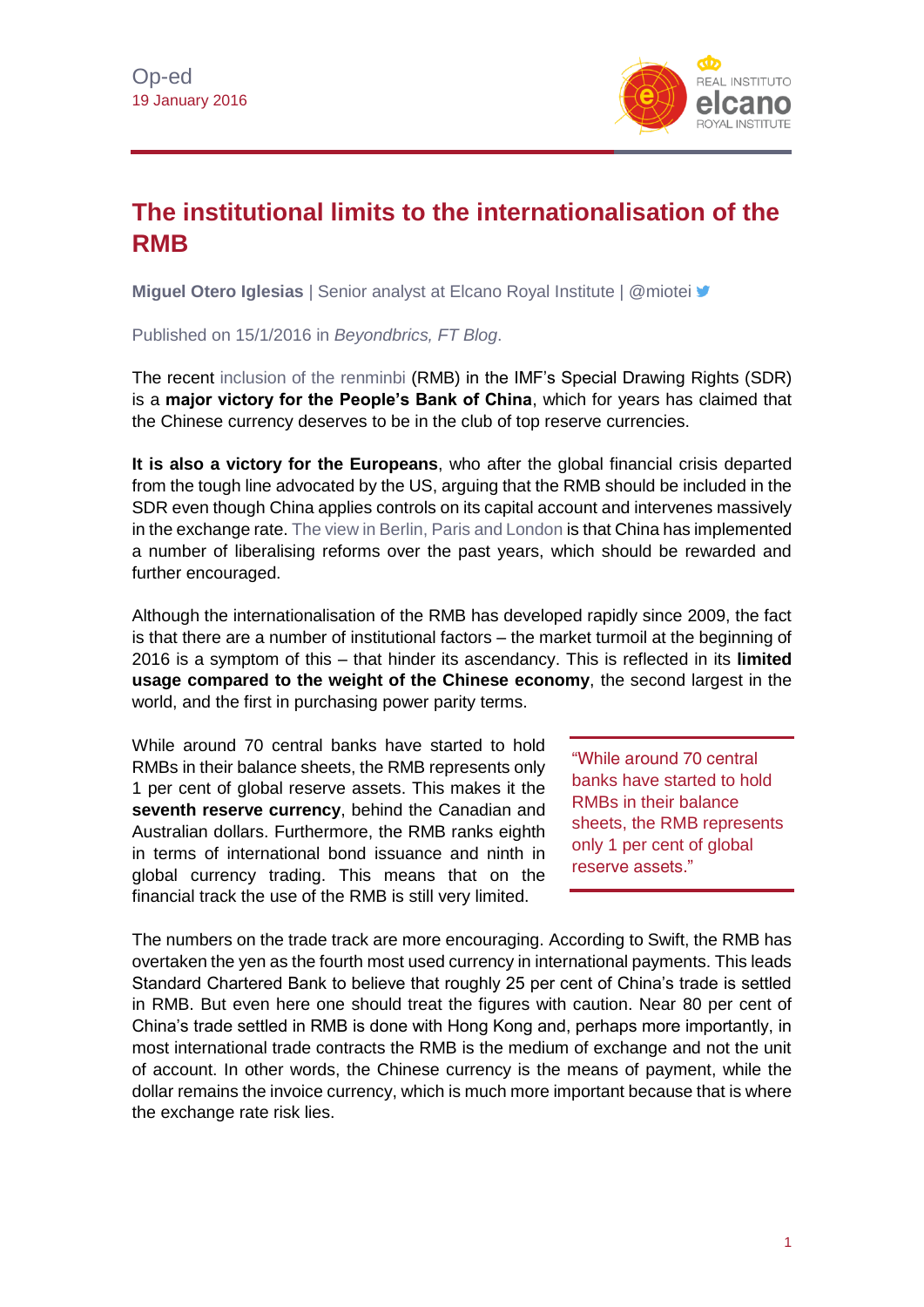Op-ed
19 January 2016

# The institutional limits to the internationalisation of the RMB

**Miguel Otero Iglesias** | Senior analyst at Elcano Royal Institute | @miotei

Published on 15/1/2016 in *Beyondbrics, FT Blog*.

The recent inclusion of the renminbi (RMB) in the IMF's Special Drawing Rights (SDR) is a **major victory for the People's Bank of China**, which for years has claimed that the Chinese currency deserves to be in the club of top reserve currencies.

**It is also a victory for the Europeans**, who after the global financial crisis departed from the tough line advocated by the US, arguing that the RMB should be included in the SDR even though China applies controls on its capital account and intervenes massively in the exchange rate. The view in Berlin, Paris and London is that China has implemented a number of liberalising reforms over the past years, which should be rewarded and further encouraged.

Although the internationalisation of the RMB has developed rapidly since 2009, the fact is that there are a number of institutional factors – the market turmoil at the beginning of 2016 is a symptom of this – that hinder its ascendancy. This is reflected in its **limited usage compared to the weight of the Chinese economy**, the second largest in the world, and the first in purchasing power parity terms.

While around 70 central banks have started to hold RMBs in their balance sheets, the RMB represents only 1 per cent of global reserve assets. This makes it the **seventh reserve currency**, behind the Canadian and Australian dollars. Furthermore, the RMB ranks eighth in terms of international bond issuance and ninth in global currency trading. This means that on the financial track the use of the RMB is still very limited.

> "While around 70 central banks have started to hold RMBs in their balance sheets, the RMB represents only 1 per cent of global reserve assets."

The numbers on the trade track are more encouraging. According to Swift, the RMB has overtaken the yen as the fourth most used currency in international payments. This leads Standard Chartered Bank to believe that roughly 25 per cent of China's trade is settled in RMB. But even here one should treat the figures with caution. Near 80 per cent of China's trade settled in RMB is done with Hong Kong and, perhaps more importantly, in most international trade contracts the RMB is the medium of exchange and not the unit of account. In other words, the Chinese currency is the means of payment, while the dollar remains the invoice currency, which is much more important because that is where the exchange rate risk lies.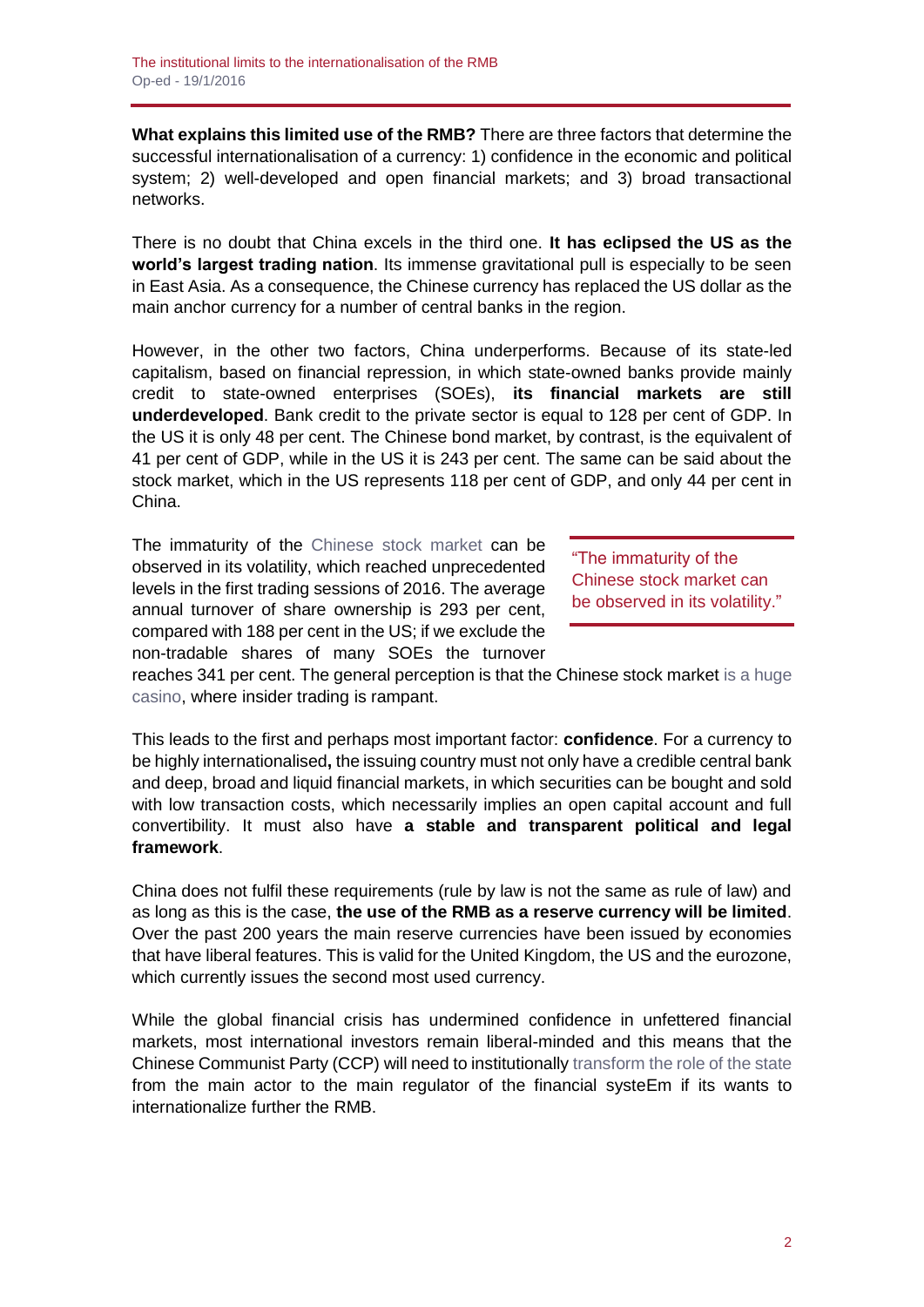**What explains this limited use of the RMB?** There are three factors that determine the successful internationalisation of a currency: 1) confidence in the economic and political system; 2) well-developed and open financial markets; and 3) broad transactional networks.

There is no doubt that China excels in the third one. **It has eclipsed the US as the world's largest trading nation**. Its immense gravitational pull is especially to be seen in East Asia. As a consequence, the Chinese currency has replaced the US dollar as the main anchor currency for a number of central banks in the region.

However, in the other two factors, China underperforms. Because of its state-led capitalism, based on financial repression, in which state-owned banks provide mainly credit to state-owned enterprises (SOEs), **its financial markets are still underdeveloped**. Bank credit to the private sector is equal to 128 per cent of GDP. In the US it is only 48 per cent. The Chinese bond market, by contrast, is the equivalent of 41 per cent of GDP, while in the US it is 243 per cent. The same can be said about the stock market, which in the US represents 118 per cent of GDP, and only 44 per cent in China.

The immaturity of the Chinese stock market can be observed in its volatility, which reached unprecedented levels in the first trading sessions of 2016. The average annual turnover of share ownership is 293 per cent, compared with 188 per cent in the US; if we exclude the non-tradable shares of many SOEs the turnover reaches 341 per cent. The general perception is that the Chinese stock market is a huge casino, where insider trading is rampant.

> "The immaturity of the Chinese stock market can be observed in its volatility."

This leads to the first and perhaps most important factor: **confidence**. For a currency to be highly internationalised**,** the issuing country must not only have a credible central bank and deep, broad and liquid financial markets, in which securities can be bought and sold with low transaction costs, which necessarily implies an open capital account and full convertibility. It must also have **a stable and transparent political and legal framework**.

China does not fulfil these requirements (rule by law is not the same as rule of law) and as long as this is the case, **the use of the RMB as a reserve currency will be limited**. Over the past 200 years the main reserve currencies have been issued by economies that have liberal features. This is valid for the United Kingdom, the US and the eurozone, which currently issues the second most used currency.

While the global financial crisis has undermined confidence in unfettered financial markets, most international investors remain liberal-minded and this means that the Chinese Communist Party (CCP) will need to institutionally transform the role of the state from the main actor to the main regulator of the financial systeEm if its wants to internationalize further the RMB.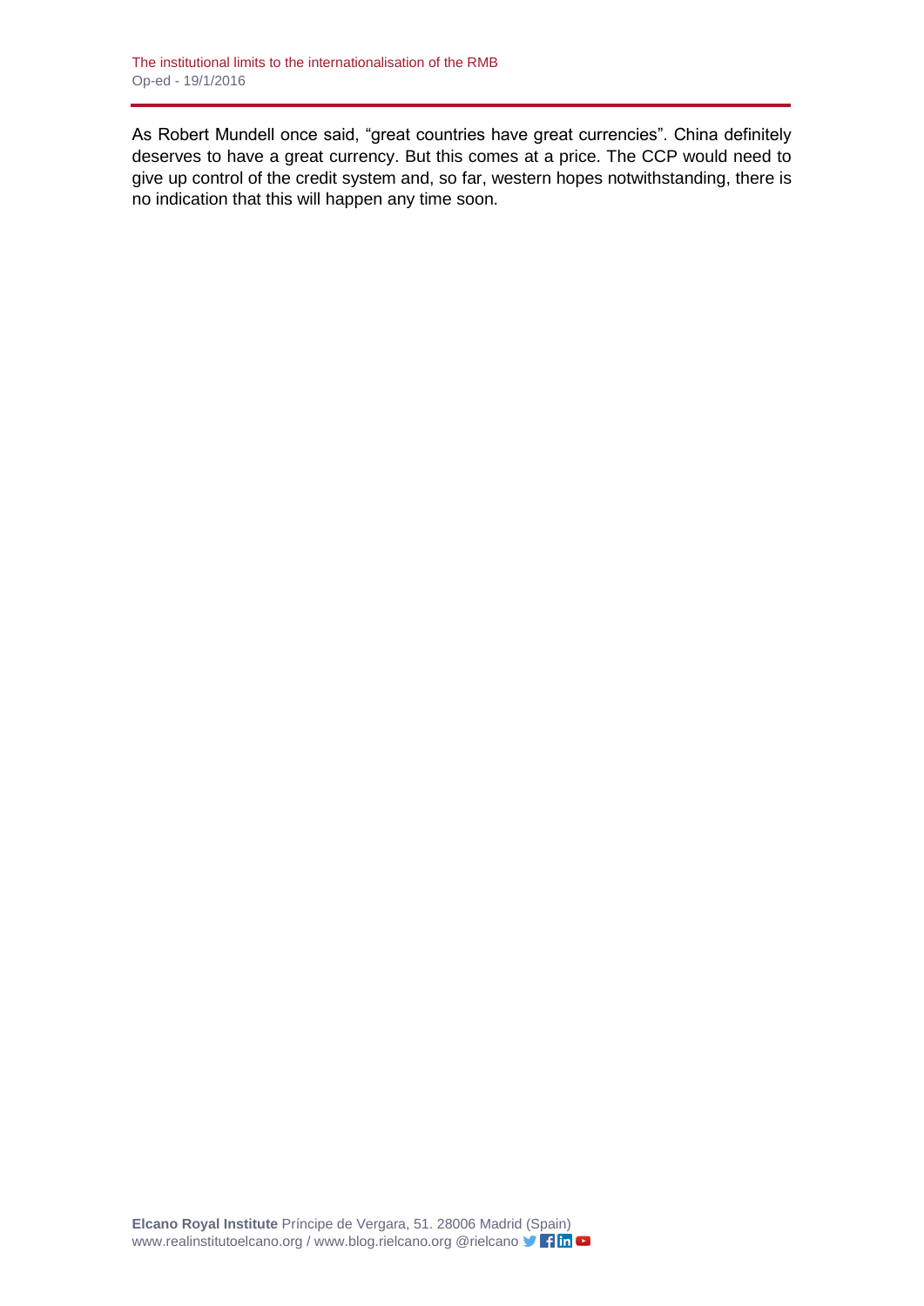As Robert Mundell once said, “great countries have great currencies”. China definitely deserves to have a great currency. But this comes at a price. The CCP would need to give up control of the credit system and, so far, western hopes notwithstanding, there is no indication that this will happen any time soon.